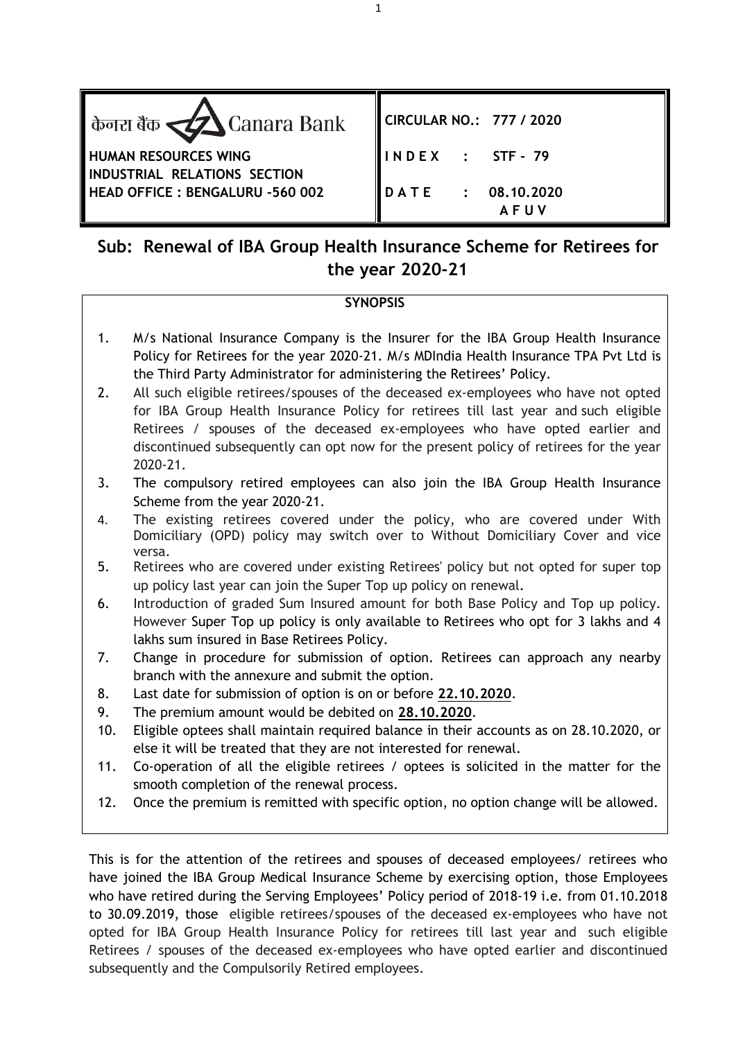| केनरा बैंक Canara Bank | CIRCULAR NO.: 777 / 2020 |
|---|---|
| **HUMAN RESOURCES WING** | **I N D E X : STF - 79** |
| **INDUSTRIAL RELATIONS SECTION** | |
| **HEAD OFFICE : BENGALURU -560 002** | **D A T E : 08.10.2020** |
| | **A F U V** |

## Sub: Renewal of IBA Group Health Insurance Scheme for Retirees for the year 2020-21

**SYNOPSIS**

1. M/s National Insurance Company is the Insurer for the IBA Group Health Insurance Policy for Retirees for the year 2020-21. M/s MDIndia Health Insurance TPA Pvt Ltd is the Third Party Administrator for administering the Retirees' Policy.
2. All such eligible retirees/spouses of the deceased ex-employees who have not opted for IBA Group Health Insurance Policy for retirees till last year and such eligible Retirees / spouses of the deceased ex-employees who have opted earlier and discontinued subsequently can opt now for the present policy of retirees for the year 2020-21.
3. The compulsory retired employees can also join the IBA Group Health Insurance Scheme from the year 2020-21.
4. The existing retirees covered under the policy, who are covered under With Domiciliary (OPD) policy may switch over to Without Domiciliary Cover and vice versa.
5. Retirees who are covered under existing Retirees' policy but not opted for super top up policy last year can join the Super Top up policy on renewal.
6. Introduction of graded Sum Insured amount for both Base Policy and Top up policy. However Super Top up policy is only available to Retirees who opt for 3 lakhs and 4 lakhs sum insured in Base Retirees Policy.
7. Change in procedure for submission of option. Retirees can approach any nearby branch with the annexure and submit the option.
8. Last date for submission of option is on or before **22.10.2020**.
9. The premium amount would be debited on **28.10.2020**.
10. Eligible optees shall maintain required balance in their accounts as on 28.10.2020, or else it will be treated that they are not interested for renewal.
11. Co-operation of all the eligible retirees / optees is solicited in the matter for the smooth completion of the renewal process.
12. Once the premium is remitted with specific option, no option change will be allowed.

This is for the attention of the retirees and spouses of deceased employees/ retirees who have joined the IBA Group Medical Insurance Scheme by exercising option, those Employees who have retired during the Serving Employees' Policy period of 2018-19 i.e. from 01.10.2018 to 30.09.2019, those eligible retirees/spouses of the deceased ex-employees who have not opted for IBA Group Health Insurance Policy for retirees till last year and such eligible Retirees / spouses of the deceased ex-employees who have opted earlier and discontinued subsequently and the Compulsorily Retired employees.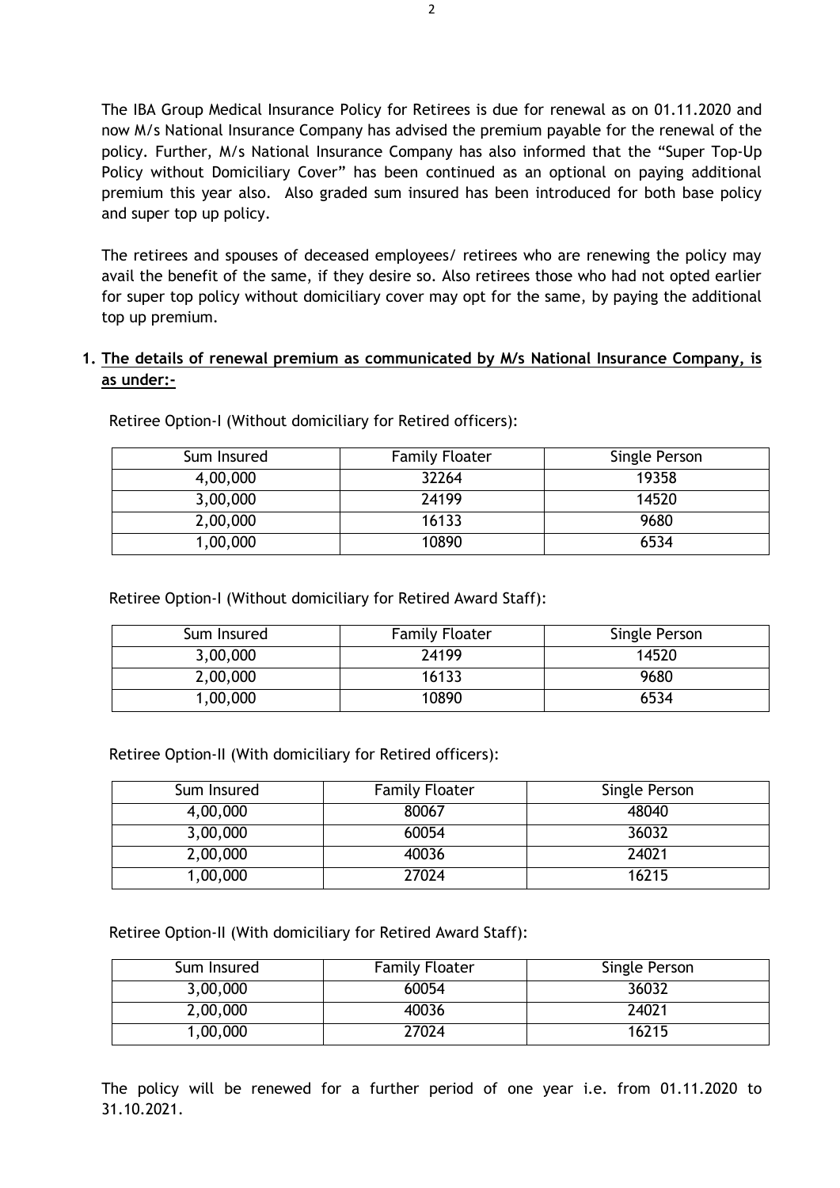The IBA Group Medical Insurance Policy for Retirees is due for renewal as on 01.11.2020 and now M/s National Insurance Company has advised the premium payable for the renewal of the policy. Further, M/s National Insurance Company has also informed that the "Super Top-Up Policy without Domiciliary Cover" has been continued as an optional on paying additional premium this year also. Also graded sum insured has been introduced for both base policy and super top up policy.

The retirees and spouses of deceased employees/ retirees who are renewing the policy may avail the benefit of the same, if they desire so. Also retirees those who had not opted earlier for super top policy without domiciliary cover may opt for the same, by paying the additional top up premium.

1. **<u>The details of renewal premium as communicated by M/s National Insurance Company, is as under:-</u>**

Retiree Option-I (Without domiciliary for Retired officers):

| Sum Insured | Family Floater | Single Person |
|---|---|---|
| 4,00,000 | 32264 | 19358 |
| 3,00,000 | 24199 | 14520 |
| 2,00,000 | 16133 | 9680 |
| 1,00,000 | 10890 | 6534 |

Retiree Option-I (Without domiciliary for Retired Award Staff):

| Sum Insured | Family Floater | Single Person |
|---|---|---|
| 3,00,000 | 24199 | 14520 |
| 2,00,000 | 16133 | 9680 |
| 1,00,000 | 10890 | 6534 |

Retiree Option-II (With domiciliary for Retired officers):

| Sum Insured | Family Floater | Single Person |
|---|---|---|
| 4,00,000 | 80067 | 48040 |
| 3,00,000 | 60054 | 36032 |
| 2,00,000 | 40036 | 24021 |
| 1,00,000 | 27024 | 16215 |

Retiree Option-II (With domiciliary for Retired Award Staff):

| Sum Insured | Family Floater | Single Person |
|---|---|---|
| 3,00,000 | 60054 | 36032 |
| 2,00,000 | 40036 | 24021 |
| 1,00,000 | 27024 | 16215 |

The policy will be renewed for a further period of one year i.e. from 01.11.2020 to 31.10.2021.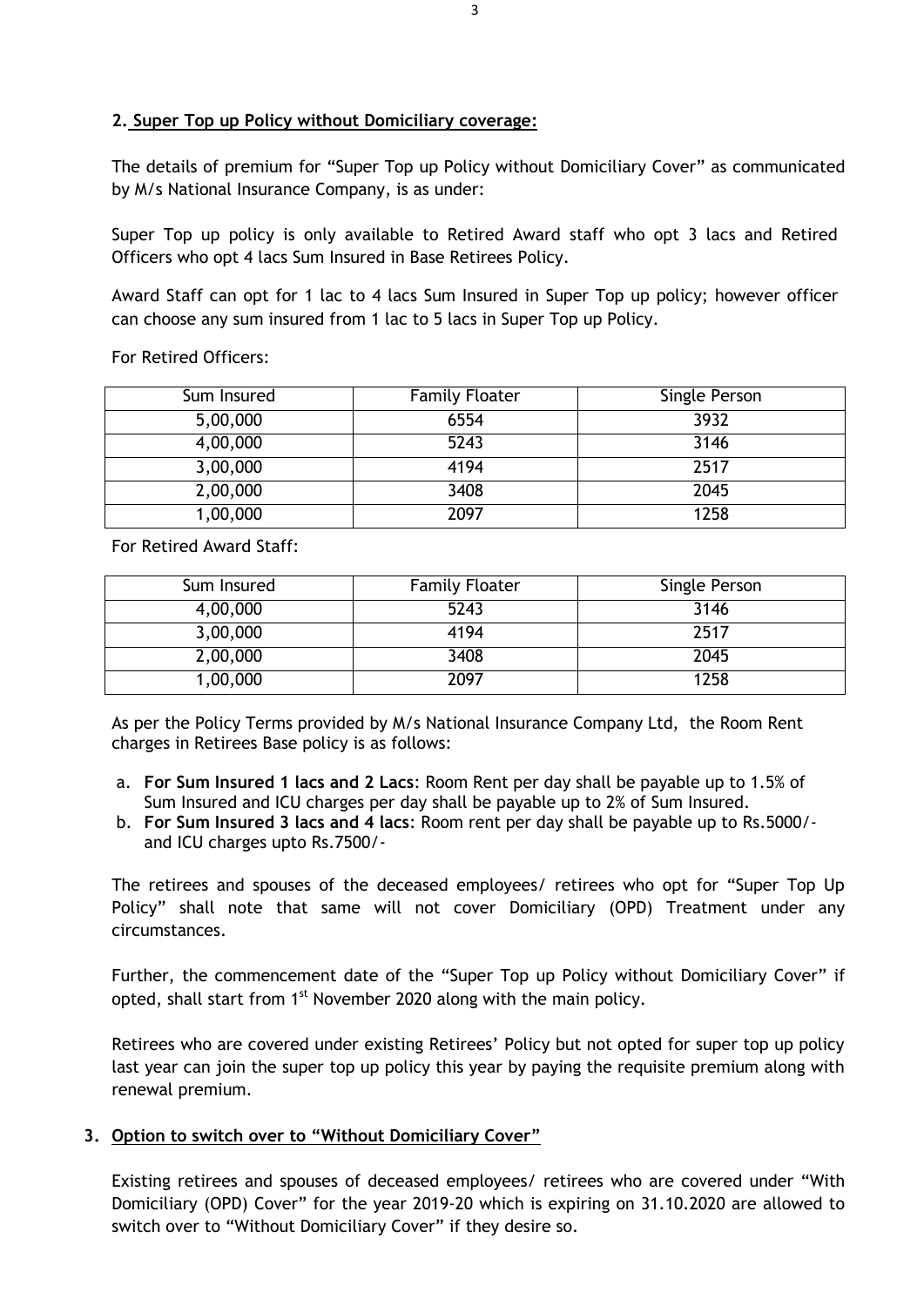## 2. Super Top up Policy without Domiciliary coverage:

The details of premium for "Super Top up Policy without Domiciliary Cover" as communicated by M/s National Insurance Company, is as under:

Super Top up policy is only available to Retired Award staff who opt 3 lacs and Retired Officers who opt 4 lacs Sum Insured in Base Retirees Policy.

Award Staff can opt for 1 lac to 4 lacs Sum Insured in Super Top up policy; however officer can choose any sum insured from 1 lac to 5 lacs in Super Top up Policy.

For Retired Officers:

| Sum Insured | Family Floater | Single Person |
|---|---|---|
| 5,00,000 | 6554 | 3932 |
| 4,00,000 | 5243 | 3146 |
| 3,00,000 | 4194 | 2517 |
| 2,00,000 | 3408 | 2045 |
| 1,00,000 | 2097 | 1258 |

For Retired Award Staff:

| Sum Insured | Family Floater | Single Person |
|---|---|---|
| 4,00,000 | 5243 | 3146 |
| 3,00,000 | 4194 | 2517 |
| 2,00,000 | 3408 | 2045 |
| 1,00,000 | 2097 | 1258 |

As per the Policy Terms provided by M/s National Insurance Company Ltd, the Room Rent charges in Retirees Base policy is as follows:

a. **For Sum Insured 1 lacs and 2 Lacs**: Room Rent per day shall be payable up to 1.5% of Sum Insured and ICU charges per day shall be payable up to 2% of Sum Insured.
b. **For Sum Insured 3 lacs and 4 lacs**: Room rent per day shall be payable up to Rs.5000/- and ICU charges upto Rs.7500/-

The retirees and spouses of the deceased employees/ retirees who opt for "Super Top Up Policy" shall note that same will not cover Domiciliary (OPD) Treatment under any circumstances.

Further, the commencement date of the "Super Top up Policy without Domiciliary Cover" if opted, shall start from 1st November 2020 along with the main policy.

Retirees who are covered under existing Retirees' Policy but not opted for super top up policy last year can join the super top up policy this year by paying the requisite premium along with renewal premium.

## 3. Option to switch over to "Without Domiciliary Cover"

Existing retirees and spouses of deceased employees/ retirees who are covered under "With Domiciliary (OPD) Cover" for the year 2019-20 which is expiring on 31.10.2020 are allowed to switch over to "Without Domiciliary Cover" if they desire so.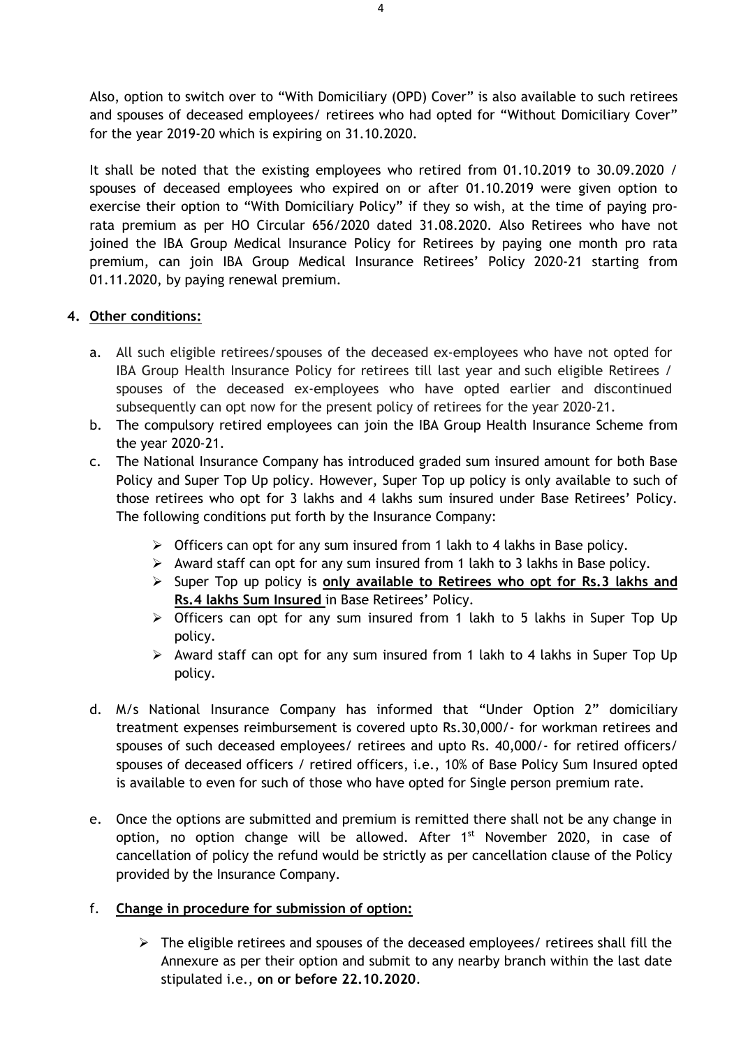Also, option to switch over to "With Domiciliary (OPD) Cover" is also available to such retirees and spouses of deceased employees/ retirees who had opted for "Without Domiciliary Cover" for the year 2019-20 which is expiring on 31.10.2020.

It shall be noted that the existing employees who retired from 01.10.2019 to 30.09.2020 / spouses of deceased employees who expired on or after 01.10.2019 were given option to exercise their option to "With Domiciliary Policy" if they so wish, at the time of paying pro-rata premium as per HO Circular 656/2020 dated 31.08.2020. Also Retirees who have not joined the IBA Group Medical Insurance Policy for Retirees by paying one month pro rata premium, can join IBA Group Medical Insurance Retirees' Policy 2020-21 starting from 01.11.2020, by paying renewal premium.

**4. Other conditions:**

a. All such eligible retirees/spouses of the deceased ex-employees who have not opted for IBA Group Health Insurance Policy for retirees till last year and such eligible Retirees / spouses of the deceased ex-employees who have opted earlier and discontinued subsequently can opt now for the present policy of retirees for the year 2020-21.

b. The compulsory retired employees can join the IBA Group Health Insurance Scheme from the year 2020-21.

c. The National Insurance Company has introduced graded sum insured amount for both Base Policy and Super Top Up policy. However, Super Top up policy is only available to such of those retirees who opt for 3 lakhs and 4 lakhs sum insured under Base Retirees' Policy. The following conditions put forth by the Insurance Company:

   - Officers can opt for any sum insured from 1 lakh to 4 lakhs in Base policy.
   - Award staff can opt for any sum insured from 1 lakh to 3 lakhs in Base policy.
   - Super Top up policy is **only available to Retirees who opt for Rs.3 lakhs and Rs.4 lakhs Sum Insured** in Base Retirees' Policy.
   - Officers can opt for any sum insured from 1 lakh to 5 lakhs in Super Top Up policy.
   - Award staff can opt for any sum insured from 1 lakh to 4 lakhs in Super Top Up policy.

d. M/s National Insurance Company has informed that "Under Option 2" domiciliary treatment expenses reimbursement is covered upto Rs.30,000/- for workman retirees and spouses of such deceased employees/ retirees and upto Rs. 40,000/- for retired officers/ spouses of deceased officers / retired officers, i.e., 10% of Base Policy Sum Insured opted is available to even for such of those who have opted for Single person premium rate.

e. Once the options are submitted and premium is remitted there shall not be any change in option, no option change will be allowed. After 1st November 2020, in case of cancellation of policy the refund would be strictly as per cancellation clause of the Policy provided by the Insurance Company.

f. **Change in procedure for submission of option:**

   - The eligible retirees and spouses of the deceased employees/ retirees shall fill the Annexure as per their option and submit to any nearby branch within the last date stipulated i.e., **on or before 22.10.2020**.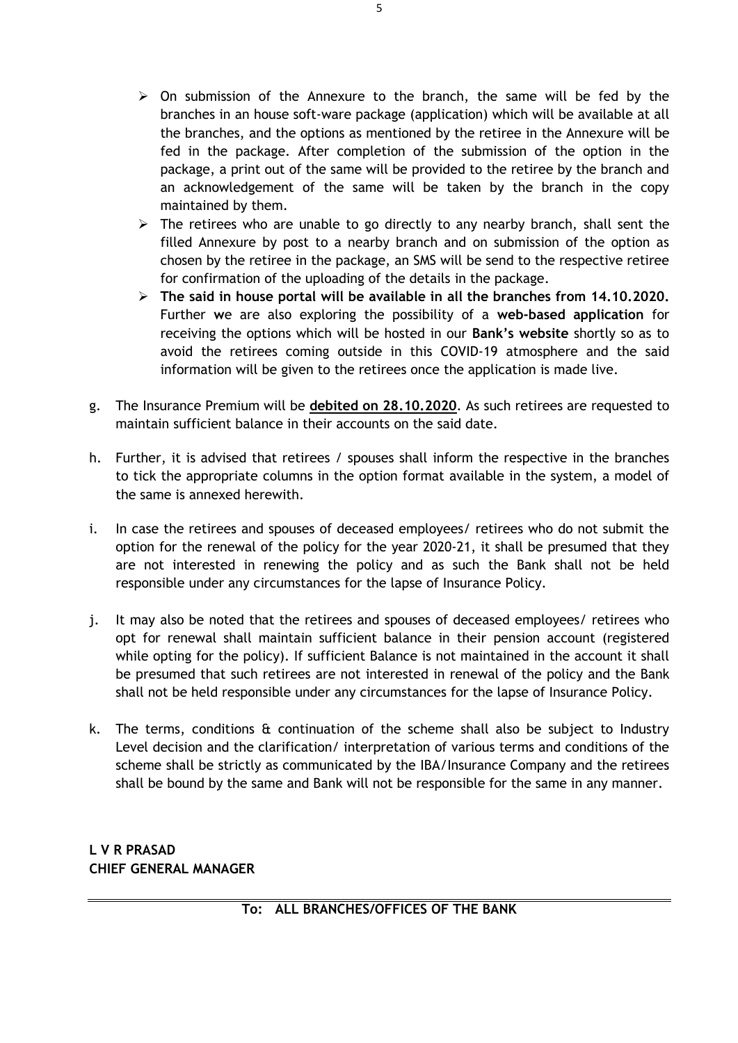- On submission of the Annexure to the branch, the same will be fed by the branches in an house soft-ware package (application) which will be available at all the branches, and the options as mentioned by the retiree in the Annexure will be fed in the package. After completion of the submission of the option in the package, a print out of the same will be provided to the retiree by the branch and an acknowledgement of the same will be taken by the branch in the copy maintained by them.
- The retirees who are unable to go directly to any nearby branch, shall sent the filled Annexure by post to a nearby branch and on submission of the option as chosen by the retiree in the package, an SMS will be send to the respective retiree for confirmation of the uploading of the details in the package.
- **The said in house portal will be available in all the branches from 14.10.2020.** Further **w**e are also exploring the possibility of a **web-based application** for receiving the options which will be hosted in our **Bank's website** shortly so as to avoid the retirees coming outside in this COVID-19 atmosphere and the said information will be given to the retirees once the application is made live.

g. The Insurance Premium will be **debited on 28.10.2020**. As such retirees are requested to maintain sufficient balance in their accounts on the said date.

h. Further, it is advised that retirees / spouses shall inform the respective in the branches to tick the appropriate columns in the option format available in the system, a model of the same is annexed herewith.

i. In case the retirees and spouses of deceased employees/ retirees who do not submit the option for the renewal of the policy for the year 2020-21, it shall be presumed that they are not interested in renewing the policy and as such the Bank shall not be held responsible under any circumstances for the lapse of Insurance Policy.

j. It may also be noted that the retirees and spouses of deceased employees/ retirees who opt for renewal shall maintain sufficient balance in their pension account (registered while opting for the policy). If sufficient Balance is not maintained in the account it shall be presumed that such retirees are not interested in renewal of the policy and the Bank shall not be held responsible under any circumstances for the lapse of Insurance Policy.

k. The terms, conditions & continuation of the scheme shall also be subject to Industry Level decision and the clarification/ interpretation of various terms and conditions of the scheme shall be strictly as communicated by the IBA/Insurance Company and the retirees shall be bound by the same and Bank will not be responsible for the same in any manner.

**L V R PRASAD**
**CHIEF GENERAL MANAGER**

---

**To: ALL BRANCHES/OFFICES OF THE BANK**